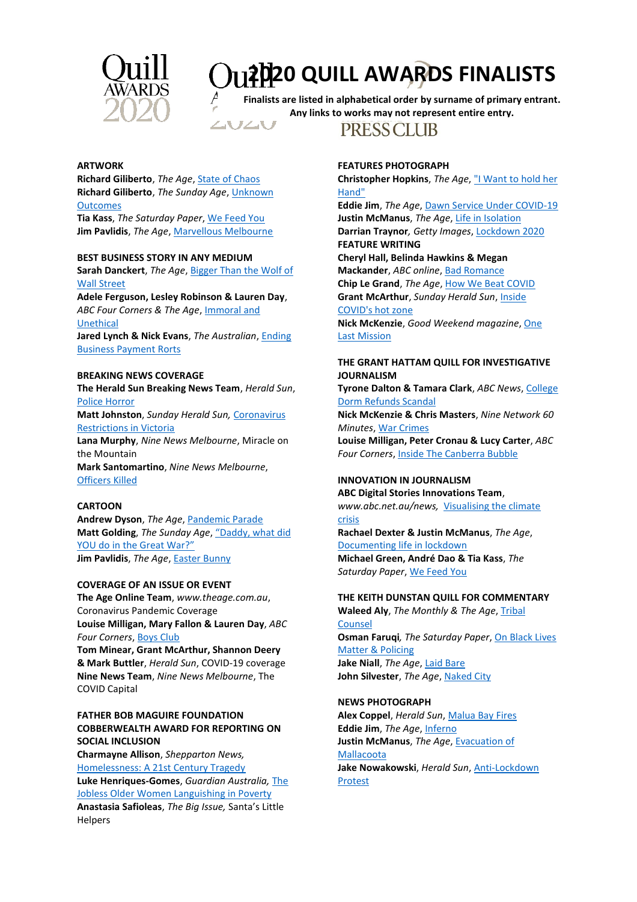# 2020 QUILL AWARDS FINALISTS

**Finalists are listed in alphabetical order by surname of primary entrant.**
**Any links to works may not represent entire entry.**

**ARTWORK**
**Richard Giliberto**, *The Age*, State of Chaos
**Richard Giliberto**, *The Sunday Age*, Unknown Outcomes
**Tia Kass**, *The Saturday Paper*, We Feed You
**Jim Pavlidis**, *The Age*, Marvellous Melbourne

**BEST BUSINESS STORY IN ANY MEDIUM**
**Sarah Danckert**, *The Age*, Bigger Than the Wolf of Wall Street
**Adele Ferguson, Lesley Robinson & Lauren Day**, *ABC Four Corners & The Age*, Immoral and Unethical
**Jared Lynch & Nick Evans**, *The Australian*, Ending Business Payment Rorts

**BREAKING NEWS COVERAGE**
**The Herald Sun Breaking News Team**, *Herald Sun*, Police Horror
**Matt Johnston**, *Sunday Herald Sun,* Coronavirus Restrictions in Victoria
**Lana Murphy**, *Nine News Melbourne*, Miracle on the Mountain
**Mark Santomartino**, *Nine News Melbourne*, Officers Killed

**CARTOON**
**Andrew Dyson**, *The Age*, Pandemic Parade
**Matt Golding**, *The Sunday Age*, "Daddy, what did YOU do in the Great War?"
**Jim Pavlidis**, *The Age*, Easter Bunny

**COVERAGE OF AN ISSUE OR EVENT**
**The Age Online Team**, *www.theage.com.au*, Coronavirus Pandemic Coverage
**Louise Milligan, Mary Fallon & Lauren Day**, *ABC Four Corners*, Boys Club
**Tom Minear, Grant McArthur, Shannon Deery & Mark Buttler**, *Herald Sun*, COVID-19 coverage
**Nine News Team**, *Nine News Melbourne*, The COVID Capital

**FATHER BOB MAGUIRE FOUNDATION COBBERWEALTH AWARD FOR REPORTING ON SOCIAL INCLUSION**
**Charmayne Allison**, *Shepparton News,* Homelessness: A 21st Century Tragedy
**Luke Henriques-Gomes**, *Guardian Australia,* The Jobless Older Women Languishing in Poverty
**Anastasia Safioleas**, *The Big Issue,* Santa's Little Helpers

**FEATURES PHOTOGRAPH**
**Christopher Hopkins**, *The Age*, "I Want to hold her Hand"
**Eddie Jim**, *The Age*, Dawn Service Under COVID-19
**Justin McManus**, *The Age*, Life in Isolation
**Darrian Traynor**, *Getty Images*, Lockdown 2020

**FEATURE WRITING**
**Cheryl Hall, Belinda Hawkins & Megan Mackander**, *ABC online*, Bad Romance
**Chip Le Grand**, *The Age*, How We Beat COVID
**Grant McArthur**, *Sunday Herald Sun*, Inside COVID's hot zone
**Nick McKenzie**, *Good Weekend magazine*, One Last Mission

**THE GRANT HATTAM QUILL FOR INVESTIGATIVE JOURNALISM**
**Tyrone Dalton & Tamara Clark**, *ABC News*, College Dorm Refunds Scandal
**Nick McKenzie & Chris Masters**, *Nine Network 60 Minutes*, War Crimes
**Louise Milligan, Peter Cronau & Lucy Carter**, *ABC Four Corners*, Inside The Canberra Bubble

**INNOVATION IN JOURNALISM**
**ABC Digital Stories Innovations Team**, *www.abc.net.au/news,* Visualising the climate crisis
**Rachael Dexter & Justin McManus**, *The Age*, Documenting life in lockdown
**Michael Green, André Dao & Tia Kass**, *The Saturday Paper*, We Feed You

**THE KEITH DUNSTAN QUILL FOR COMMENTARY**
**Waleed Aly**, *The Monthly & The Age*, Tribal Counsel
**Osman Faruqi***, The Saturday Paper*, On Black Lives Matter & Policing
**Jake Niall**, *The Age*, Laid Bare
**John Silvester**, *The Age*, Naked City

**NEWS PHOTOGRAPH**
**Alex Coppel**, *Herald Sun*, Malua Bay Fires
**Eddie Jim**, *The Age*, Inferno
**Justin McManus**, *The Age*, Evacuation of Mallacoota
**Jake Nowakowski**, *Herald Sun*, Anti-Lockdown Protest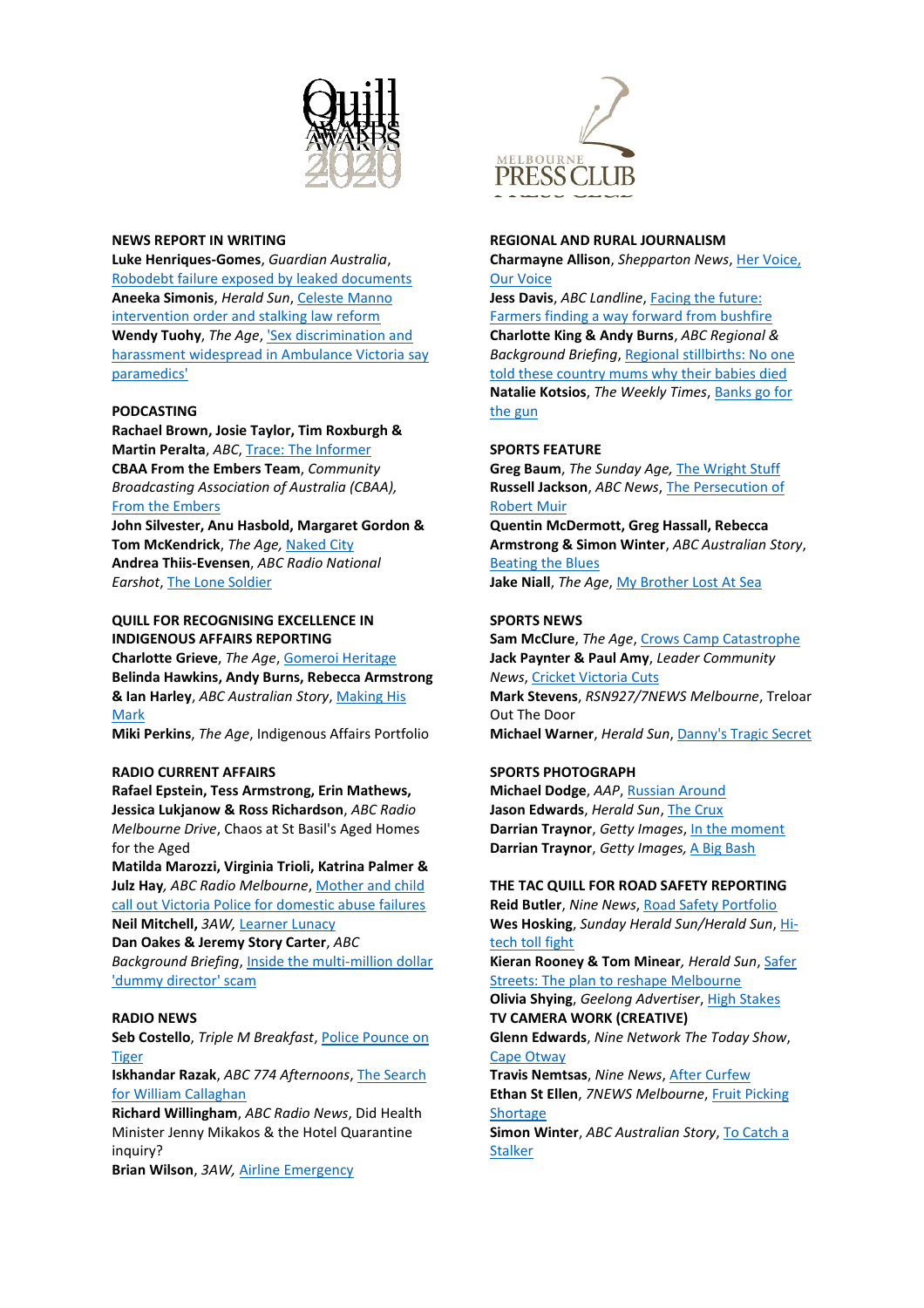## NEWS REPORT IN WRITING

**Luke Henriques-Gomes**, *Guardian Australia*, Robodebt failure exposed by leaked documents
**Aneeka Simonis**, *Herald Sun*, Celeste Manno intervention order and stalking law reform
**Wendy Tuohy**, *The Age*, 'Sex discrimination and harassment widespread in Ambulance Victoria say paramedics'

## PODCASTING

**Rachael Brown, Josie Taylor, Tim Roxburgh & Martin Peralta**, *ABC*, Trace: The Informer
**CBAA From the Embers Team**, *Community Broadcasting Association of Australia (CBAA)*, From the Embers
**John Silvester, Anu Hasbold, Margaret Gordon & Tom McKendrick**, *The Age*, Naked City
**Andrea Thiis-Evensen**, *ABC Radio National Earshot*, The Lone Soldier

## QUILL FOR RECOGNISING EXCELLENCE IN INDIGENOUS AFFAIRS REPORTING

**Charlotte Grieve**, *The Age*, Gomeroi Heritage
**Belinda Hawkins, Andy Burns, Rebecca Armstrong & Ian Harley**, *ABC Australian Story*, Making His Mark
**Miki Perkins**, *The Age*, Indigenous Affairs Portfolio

## RADIO CURRENT AFFAIRS

**Rafael Epstein, Tess Armstrong, Erin Mathews, Jessica Lukjanow & Ross Richardson**, *ABC Radio Melbourne Drive*, Chaos at St Basil's Aged Homes for the Aged
**Matilda Marozzi, Virginia Trioli, Katrina Palmer & Julz Hay**, *ABC Radio Melbourne*, Mother and child call out Victoria Police for domestic abuse failures
**Neil Mitchell**, *3AW*, Learner Lunacy
**Dan Oakes & Jeremy Story Carter**, *ABC Background Briefing*, Inside the multi-million dollar 'dummy director' scam

## RADIO NEWS

**Seb Costello**, *Triple M Breakfast*, Police Pounce on Tiger
**Iskhandar Razak**, *ABC 774 Afternoons*, The Search for William Callaghan
**Richard Willingham**, *ABC Radio News*, Did Health Minister Jenny Mikakos & the Hotel Quarantine inquiry?
**Brian Wilson**, *3AW*, Airline Emergency

## REGIONAL AND RURAL JOURNALISM

**Charmayne Allison**, *Shepparton News*, Her Voice, Our Voice
**Jess Davis**, *ABC Landline*, Facing the future: Farmers finding a way forward from bushfire
**Charlotte King & Andy Burns**, *ABC Regional & Background Briefing*, Regional stillbirths: No one told these country mums why their babies died
**Natalie Kotsios**, *The Weekly Times*, Banks go for the gun

## SPORTS FEATURE

**Greg Baum**, *The Sunday Age*, The Wright Stuff
**Russell Jackson**, *ABC News*, The Persecution of Robert Muir
**Quentin McDermott, Greg Hassall, Rebecca Armstrong & Simon Winter**, *ABC Australian Story*, Beating the Blues
**Jake Niall**, *The Age*, My Brother Lost At Sea

## SPORTS NEWS

**Sam McClure**, *The Age*, Crows Camp Catastrophe
**Jack Paynter & Paul Amy**, *Leader Community News*, Cricket Victoria Cuts
**Mark Stevens**, *RSN927/7NEWS Melbourne*, Treloar Out The Door
**Michael Warner**, *Herald Sun*, Danny's Tragic Secret

## SPORTS PHOTOGRAPH

**Michael Dodge**, *AAP*, Russian Around
**Jason Edwards**, *Herald Sun*, The Crux
**Darrian Traynor**, *Getty Images*, In the moment
**Darrian Traynor**, *Getty Images*, A Big Bash

## THE TAC QUILL FOR ROAD SAFETY REPORTING

**Reid Butler**, *Nine News*, Road Safety Portfolio
**Wes Hosking**, *Sunday Herald Sun/Herald Sun*, Hi-tech toll fight
**Kieran Rooney & Tom Minear**, *Herald Sun*, Safer Streets: The plan to reshape Melbourne
**Olivia Shying**, *Geelong Advertiser*, High Stakes

## TV CAMERA WORK (CREATIVE)

**Glenn Edwards**, *Nine Network The Today Show*, Cape Otway
**Travis Nemtsas**, *Nine News*, After Curfew
**Ethan St Ellen**, *7NEWS Melbourne*, Fruit Picking Shortage
**Simon Winter**, *ABC Australian Story*, To Catch a Stalker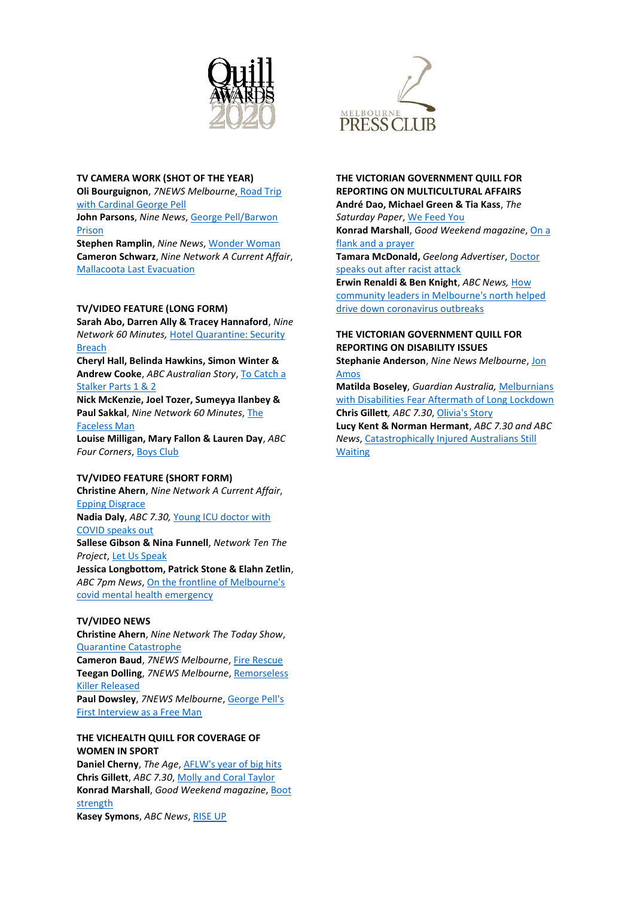### TV CAMERA WORK (SHOT OF THE YEAR)

**Oli Bourguignon**, *7NEWS Melbourne*, Road Trip with Cardinal George Pell
**John Parsons**, *Nine News*, George Pell/Barwon Prison
**Stephen Ramplin**, *Nine News*, Wonder Woman
**Cameron Schwarz**, *Nine Network A Current Affair*, Mallacoota Last Evacuation

### TV/VIDEO FEATURE (LONG FORM)

**Sarah Abo, Darren Ally & Tracey Hannaford**, *Nine Network 60 Minutes*, Hotel Quarantine: Security Breach
**Cheryl Hall, Belinda Hawkins, Simon Winter & Andrew Cooke**, *ABC Australian Story*, To Catch a Stalker Parts 1 & 2
**Nick McKenzie, Joel Tozer, Sumeyya Ilanbey & Paul Sakkal**, *Nine Network 60 Minutes*, The Faceless Man
**Louise Milligan, Mary Fallon & Lauren Day**, *ABC Four Corners*, Boys Club

### TV/VIDEO FEATURE (SHORT FORM)

**Christine Ahern**, *Nine Network A Current Affair*, Epping Disgrace
**Nadia Daly**, *ABC 7.30*, Young ICU doctor with COVID speaks out
**Sallese Gibson & Nina Funnell**, *Network Ten The Project*, Let Us Speak
**Jessica Longbottom, Patrick Stone & Elahn Zetlin**, *ABC 7pm News*, On the frontline of Melbourne's covid mental health emergency

### TV/VIDEO NEWS

**Christine Ahern**, *Nine Network The Today Show*, Quarantine Catastrophe
**Cameron Baud**, *7NEWS Melbourne*, Fire Rescue
**Teegan Dolling**, *7NEWS Melbourne*, Remorseless Killer Released
**Paul Dowsley**, *7NEWS Melbourne*, George Pell's First Interview as a Free Man

### THE VICHEALTH QUILL FOR COVERAGE OF WOMEN IN SPORT

**Daniel Cherny**, *The Age*, AFLW's year of big hits
**Chris Gillett**, *ABC 7.30*, Molly and Coral Taylor
**Konrad Marshall**, *Good Weekend magazine*, Boot strength
**Kasey Symons**, *ABC News*, RISE UP

### THE VICTORIAN GOVERNMENT QUILL FOR REPORTING ON MULTICULTURAL AFFAIRS

**André Dao, Michael Green & Tia Kass**, *The Saturday Paper*, We Feed You
**Konrad Marshall**, *Good Weekend magazine*, On a flank and a prayer
**Tamara McDonald,** *Geelong Advertiser*, Doctor speaks out after racist attack
**Erwin Renaldi & Ben Knight**, *ABC News*, How community leaders in Melbourne's north helped drive down coronavirus outbreaks

### THE VICTORIAN GOVERNMENT QUILL FOR REPORTING ON DISABILITY ISSUES

**Stephanie Anderson**, *Nine News Melbourne*, Jon Amos
**Matilda Boseley**, *Guardian Australia*, Melburnians with Disabilities Fear Aftermath of Long Lockdown
**Chris Gillett**, *ABC 7.30*, Olivia's Story
**Lucy Kent & Norman Hermant**, *ABC 7.30 and ABC News*, Catastrophically Injured Australians Still Waiting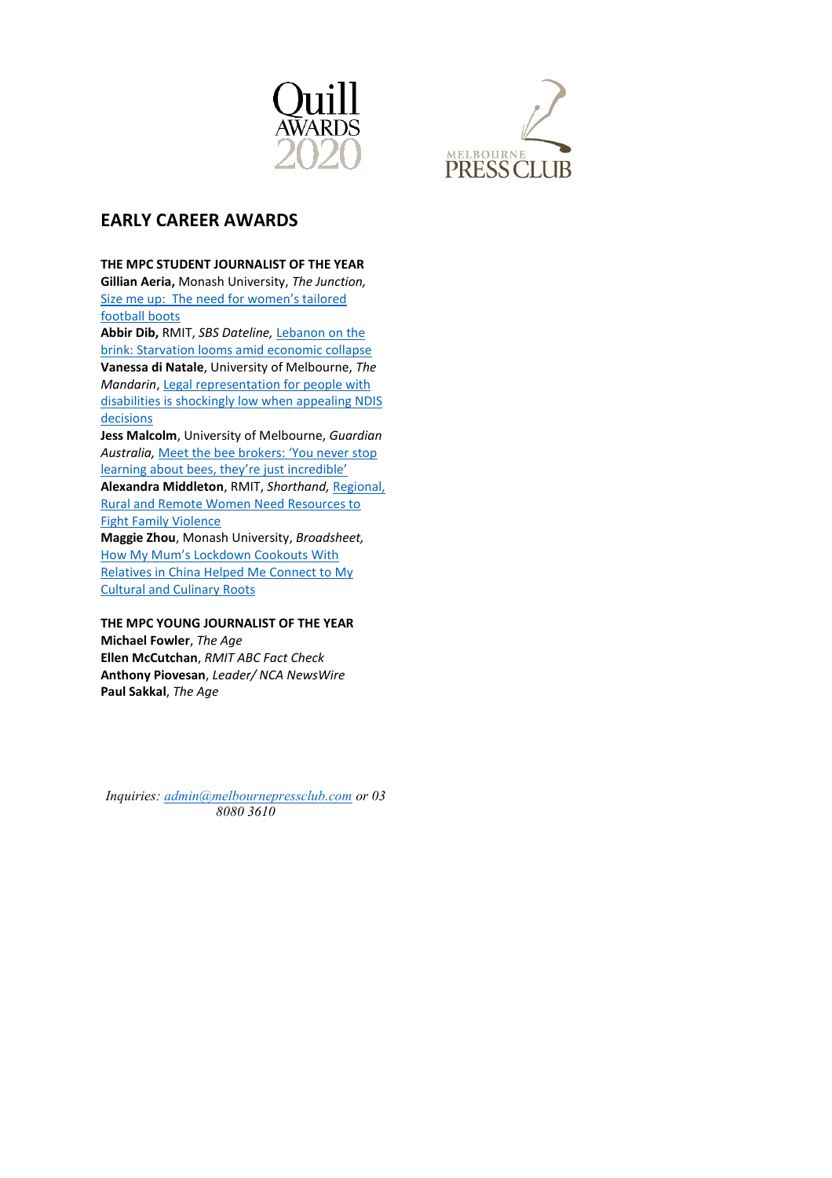Quill AWARDS 2020

MELBOURNE PRESS CLUB

## EARLY CAREER AWARDS

**THE MPC STUDENT JOURNALIST OF THE YEAR**

**Gillian Aeria,** Monash University, *The Junction,* Size me up: The need for women's tailored football boots

**Abbir Dib,** RMIT, *SBS Dateline,* Lebanon on the brink: Starvation looms amid economic collapse

**Vanessa di Natale**, University of Melbourne, *The Mandarin*, Legal representation for people with disabilities is shockingly low when appealing NDIS decisions

**Jess Malcolm**, University of Melbourne, *Guardian Australia,* Meet the bee brokers: 'You never stop learning about bees, they're just incredible'

**Alexandra Middleton**, RMIT, *Shorthand,* Regional, Rural and Remote Women Need Resources to Fight Family Violence

**Maggie Zhou**, Monash University, *Broadsheet,* How My Mum's Lockdown Cookouts With Relatives in China Helped Me Connect to My Cultural and Culinary Roots

**THE MPC YOUNG JOURNALIST OF THE YEAR**

**Michael Fowler**, *The Age*

**Ellen McCutchan**, *RMIT ABC Fact Check*

**Anthony Piovesan**, *Leader/ NCA NewsWire*

**Paul Sakkal**, *The Age*

*Inquiries: admin@melbournepressclub.com or 03 8080 3610*